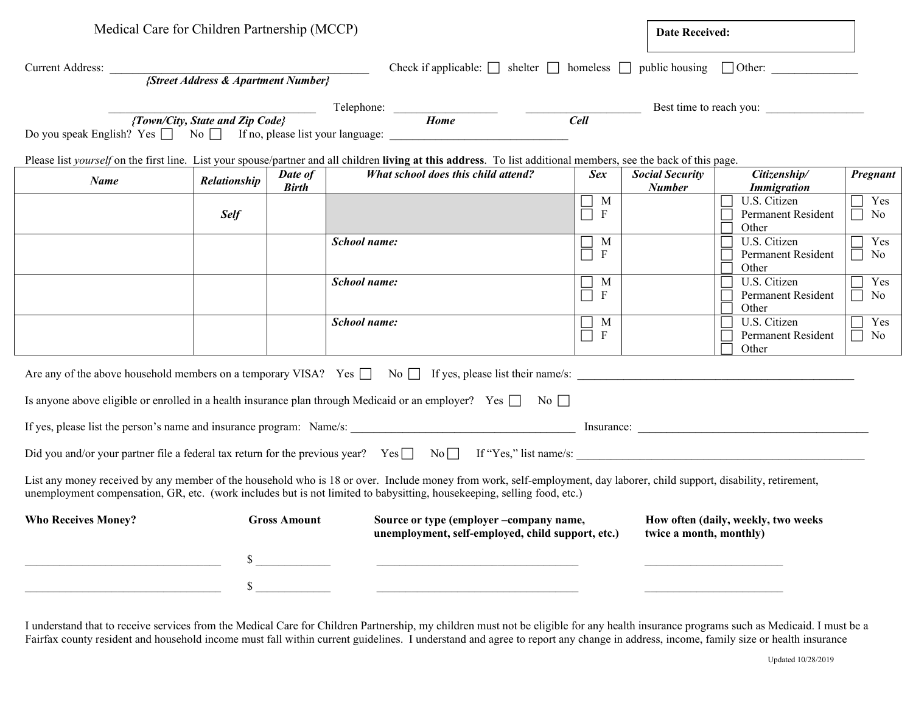# Medical Care for Children Partnership (MCCP)

**Date Received:**

Current Address: _____________________________________________ Check if applicable: ☐ shelter ☐ homeless ☐ public housing ☐ Other: _______________

***{Street Address & Apartment Number}***

_____________________________________ Telephone: __________________ ____________________ Best time to reach you: _________________

***{Town/City, State and Zip Code}*** ***Home*** ***Cell***

Do you speak English? Yes ☐ No ☐ If no, please list your language: _________________________________

Please list *yourself* on the first line. List your spouse/partner and all children **living at this address**. To list additional members, see the back of this page.

| ***Name*** | ***Relationship*** | ***Date of Birth*** | ***What school does this child attend?*** | ***Sex*** | ***Social Security Number*** | ***Citizenship/ Immigration*** | ***Pregnant*** |
|---|---|---|---|---|---|---|---|
| | ***Self*** | | | ☐ M ☐ F | | ☐ U.S. Citizen ☐ Permanent Resident ☐ Other | ☐ Yes ☐ No |
| | | | ***School name:*** | ☐ M ☐ F | | ☐ U.S. Citizen ☐ Permanent Resident ☐ Other | ☐ Yes ☐ No |
| | | | ***School name:*** | ☐ M ☐ F | | ☐ U.S. Citizen ☐ Permanent Resident ☐ Other | ☐ Yes ☐ No |
| | | | ***School name:*** | ☐ M ☐ F | | ☐ U.S. Citizen ☐ Permanent Resident ☐ Other | ☐ Yes ☐ No |

Are any of the above household members on a temporary VISA? Yes ☐ No ☐ If yes, please list their name/s: __________________________________________________

Is anyone above eligible or enrolled in a health insurance plan through Medicaid or an employer? Yes ☐ No ☐

If yes, please list the person's name and insurance program: Name/s: ________________________________________ Insurance: __________________________________________

Did you and/or your partner file a federal tax return for the previous year? Yes ☐ No ☐ If "Yes," list name/s: _____________________________________________________

List any money received by any member of the household who is 18 or over. Include money from work, self-employment, day laborer, child support, disability, retirement, unemployment compensation, GR, etc. (work includes but is not limited to babysitting, housekeeping, selling food, etc.)

| **Who Receives Money?** | **Gross Amount** | **Source or type (employer –company name, unemployment, self-employed, child support, etc.)** | **How often (daily, weekly, two weeks twice a month, monthly)** |
|---|---|---|---|
| __________________________________ | $ _____________ | ____________________________________ | _________________________ |
| __________________________________ | $ _____________ | ____________________________________ | _________________________ |

I understand that to receive services from the Medical Care for Children Partnership, my children must not be eligible for any health insurance programs such as Medicaid. I must be a Fairfax county resident and household income must fall within current guidelines. I understand and agree to report any change in address, income, family size or health insurance

Updated 10/28/2019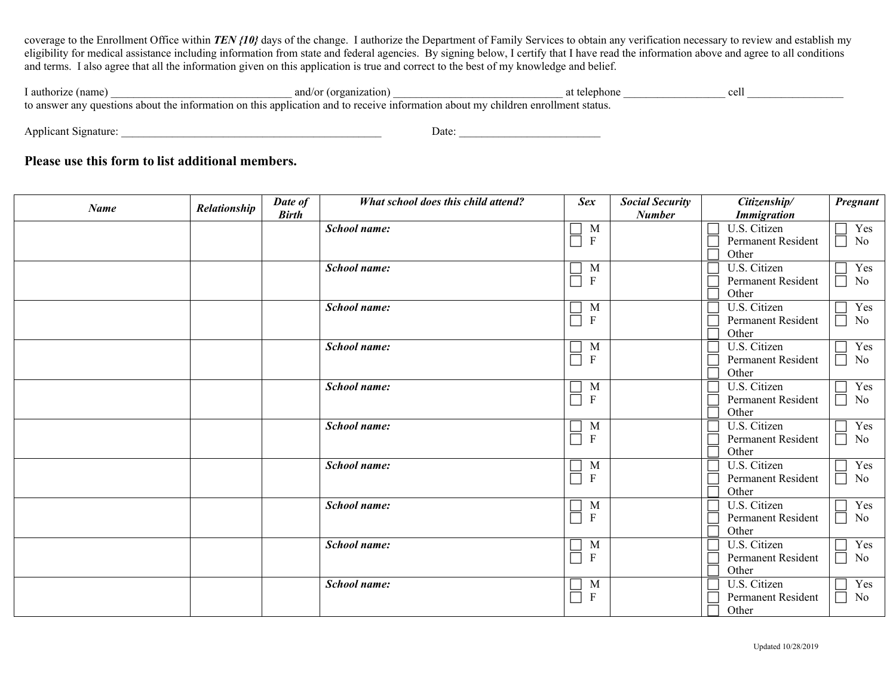coverage to the Enrollment Office within ***TEN {10}*** days of the change. I authorize the Department of Family Services to obtain any verification necessary to review and establish my eligibility for medical assistance including information from state and federal agencies. By signing below, I certify that I have read the information above and agree to all conditions and terms. I also agree that all the information given on this application is true and correct to the best of my knowledge and belief.

I authorize (name) ________________________________ and/or (organization) ______________________________ at telephone __________________ cell _________________ to answer any questions about the information on this application and to receive information about my children enrollment status.

Applicant Signature: _______________________________________________ Date: _________________________

## Please use this form to list additional members.

| ***Name*** | ***Relationship*** | ***Date of Birth*** | ***What school does this child attend?*** | ***Sex*** | ***Social Security Number*** | ***Citizenship/ Immigration*** | ***Pregnant*** |
|---|---|---|---|---|---|---|---|
| | | | ***School name:*** | ☐ M ☐ F | | ☐ U.S. Citizen ☐ Permanent Resident ☐ Other | ☐ Yes ☐ No |
| | | | ***School name:*** | ☐ M ☐ F | | ☐ U.S. Citizen ☐ Permanent Resident ☐ Other | ☐ Yes ☐ No |
| | | | ***School name:*** | ☐ M ☐ F | | ☐ U.S. Citizen ☐ Permanent Resident ☐ Other | ☐ Yes ☐ No |
| | | | ***School name:*** | ☐ M ☐ F | | ☐ U.S. Citizen ☐ Permanent Resident ☐ Other | ☐ Yes ☐ No |
| | | | ***School name:*** | ☐ M ☐ F | | ☐ U.S. Citizen ☐ Permanent Resident ☐ Other | ☐ Yes ☐ No |
| | | | ***School name:*** | ☐ M ☐ F | | ☐ U.S. Citizen ☐ Permanent Resident ☐ Other | ☐ Yes ☐ No |
| | | | ***School name:*** | ☐ M ☐ F | | ☐ U.S. Citizen ☐ Permanent Resident ☐ Other | ☐ Yes ☐ No |
| | | | ***School name:*** | ☐ M ☐ F | | ☐ U.S. Citizen ☐ Permanent Resident ☐ Other | ☐ Yes ☐ No |
| | | | ***School name:*** | ☐ M ☐ F | | ☐ U.S. Citizen ☐ Permanent Resident ☐ Other | ☐ Yes ☐ No |
| | | | ***School name:*** | ☐ M ☐ F | | ☐ U.S. Citizen ☐ Permanent Resident ☐ Other | ☐ Yes ☐ No |

Updated 10/28/2019